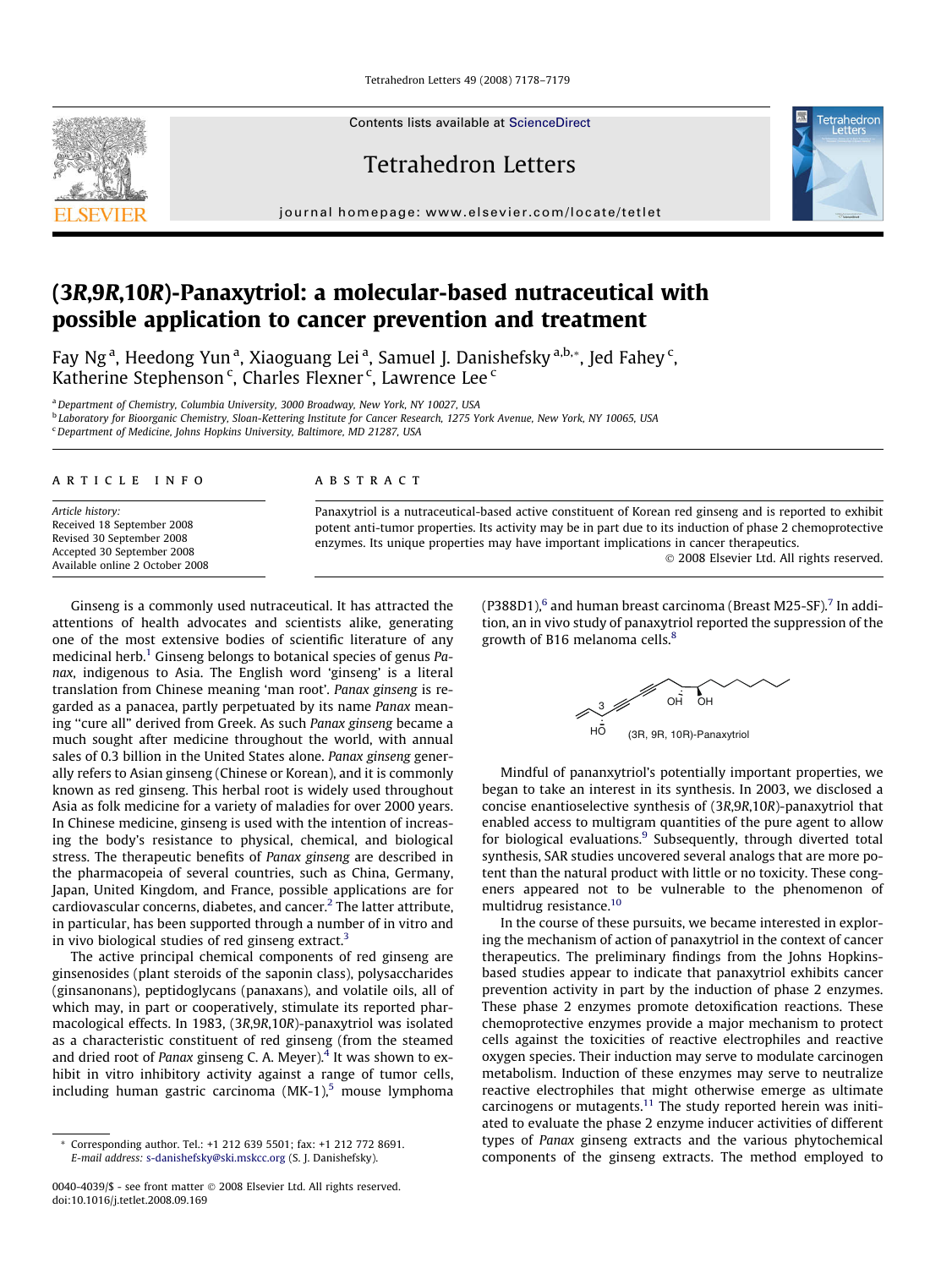# (3*R*,9*R*,10*R*)-Panaxytriol: a molecular-based nutraceutical with possible application to cancer prevention and treatment

Fay Ng[a], Heedong Yun[a], Xiaoguang Lei[a], Samuel J. Danishefsky[a,b,*], Jed Fahey[c], Katherine Stephenson[c], Charles Flexner[c], Lawrence Lee[c]

[a] Department of Chemistry, Columbia University, 3000 Broadway, New York, NY 10027, USA
[b] Laboratory for Bioorganic Chemistry, Sloan-Kettering Institute for Cancer Research, 1275 York Avenue, New York, NY 10065, USA
[c] Department of Medicine, Johns Hopkins University, Baltimore, MD 21287, USA

**ARTICLE INFO**

*Article history:*
Received 18 September 2008
Revised 30 September 2008
Accepted 30 September 2008
Available online 2 October 2008

**ABSTRACT**

Panaxytriol is a nutraceutical-based active constituent of Korean red ginseng and is reported to exhibit potent anti-tumor properties. Its activity may be in part due to its induction of phase 2 chemoprotective enzymes. Its unique properties may have important implications in cancer therapeutics.

© 2008 Elsevier Ltd. All rights reserved.

Ginseng is a commonly used nutraceutical. It has attracted the attentions of health advocates and scientists alike, generating one of the most extensive bodies of scientific literature of any medicinal herb.[1] Ginseng belongs to botanical species of genus *Panax*, indigenous to Asia. The English word 'ginseng' is a literal translation from Chinese meaning 'man root'. *Panax ginseng* is regarded as a panacea, partly perpetuated by its name *Panax* meaning "cure all" derived from Greek. As such *Panax ginseng* became a much sought after medicine throughout the world, with annual sales of 0.3 billion in the United States alone. *Panax ginseng* generally refers to Asian ginseng (Chinese or Korean), and it is commonly known as red ginseng. This herbal root is widely used throughout Asia as folk medicine for a variety of maladies for over 2000 years. In Chinese medicine, ginseng is used with the intention of increasing the body's resistance to physical, chemical, and biological stress. The therapeutic benefits of *Panax ginseng* are described in the pharmacopeia of several countries, such as China, Germany, Japan, United Kingdom, and France, possible applications are for cardiovascular concerns, diabetes, and cancer.[2] The latter attribute, in particular, has been supported through a number of in vitro and in vivo biological studies of red ginseng extract.[3]

The active principal chemical components of red ginseng are ginsenosides (plant steroids of the saponin class), polysaccharides (ginsanonans), peptidoglycans (panaxans), and volatile oils, all of which may, in part or cooperatively, stimulate its reported pharmacological effects. In 1983, (3*R*,9*R*,10*R*)-panaxytriol was isolated as a characteristic constituent of red ginseng (from the steamed and dried root of *Panax* ginseng C. A. Meyer).[4] It was shown to exhibit in vitro inhibitory activity against a range of tumor cells, including human gastric carcinoma (MK-1),[5] mouse lymphoma (P388D1),[6] and human breast carcinoma (Breast M25-SF).[7] In addition, an in vivo study of panaxytriol reported the suppression of the growth of B16 melanoma cells.[8]

(3R, 9R, 10R)-Panaxytriol

Mindful of pananxytriol's potentially important properties, we began to take an interest in its synthesis. In 2003, we disclosed a concise enantioselective synthesis of (3*R*,9*R*,10*R*)-panaxytriol that enabled access to multigram quantities of the pure agent to allow for biological evaluations.[9] Subsequently, through diverted total synthesis, SAR studies uncovered several analogs that are more potent than the natural product with little or no toxicity. These congeners appeared not to be vulnerable to the phenomenon of multidrug resistance.[10]

In the course of these pursuits, we became interested in exploring the mechanism of action of panaxytriol in the context of cancer therapeutics. The preliminary findings from the Johns Hopkins-based studies appear to indicate that panaxytriol exhibits cancer prevention activity in part by the induction of phase 2 enzymes. These phase 2 enzymes promote detoxification reactions. These chemoprotective enzymes provide a major mechanism to protect cells against the toxicities of reactive electrophiles and reactive oxygen species. Their induction may serve to modulate carcinogen metabolism. Induction of these enzymes may serve to neutralize reactive electrophiles that might otherwise emerge as ultimate carcinogens or mutagens.[11] The study reported herein was initiated to evaluate the phase 2 enzyme inducer activities of different types of *Panax* ginseng extracts and the various phytochemical components of the ginseng extracts. The method employed to

\* Corresponding author. Tel.: +1 212 639 5501; fax: +1 212 772 8691.
*E-mail address:* s-danishefsky@ski.mskcc.org (S. J. Danishefsky).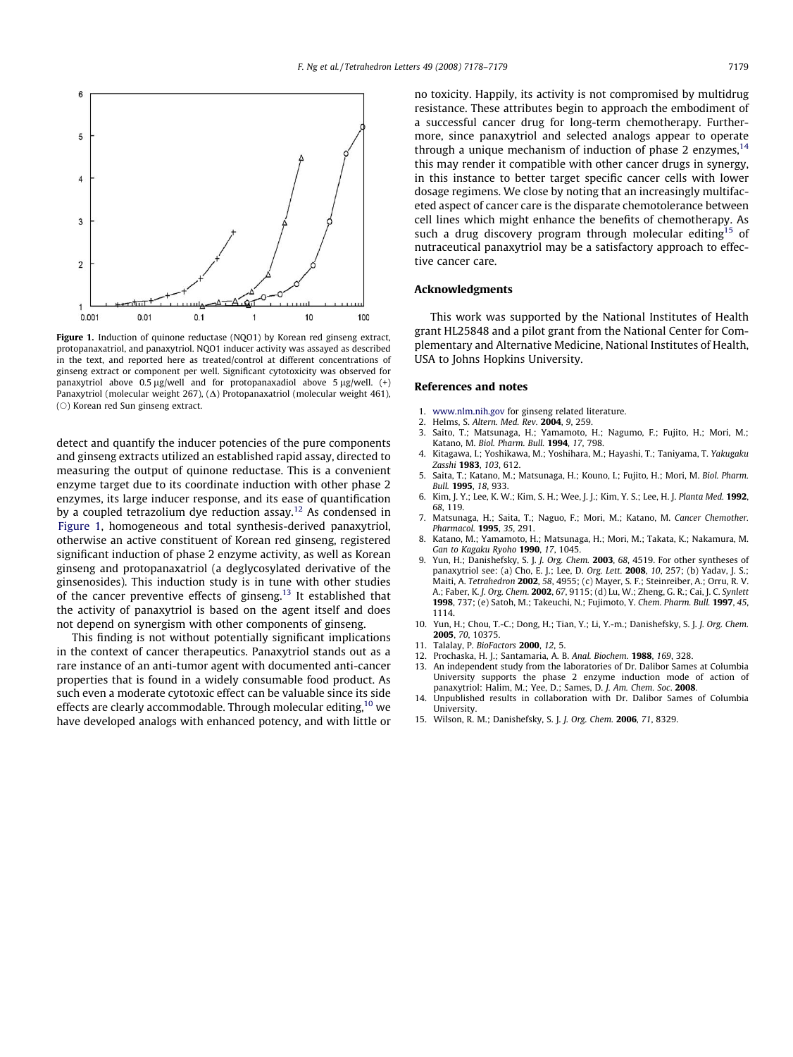6

5

4

3

2

1

0.001 0.01 0.1 1 10 100

**Figure 1.** Induction of quinone reductase (NQO1) by Korean red ginseng extract, protopanaxatriol, and panaxytriol. NQO1 inducer activity was assayed as described in the text, and reported here as treated/control at different concentrations of ginseng extract or component per well. Significant cytotoxicity was observed for panaxytriol above 0.5 μg/well and for protopanaxadiol above 5 μg/well. (+) Panaxytriol (molecular weight 267), (Δ) Protopanaxatriol (molecular weight 461), (○) Korean red Sun ginseng extract.

detect and quantify the inducer potencies of the pure components and ginseng extracts utilized an established rapid assay, directed to measuring the output of quinone reductase. This is a convenient enzyme target due to its coordinate induction with other phase 2 enzymes, its large inducer response, and its ease of quantification by a coupled tetrazolium dye reduction assay.[12] As condensed in Figure 1, homogeneous and total synthesis-derived panaxytriol, otherwise an active constituent of Korean red ginseng, registered significant induction of phase 2 enzyme activity, as well as Korean ginseng and protopanaxatriol (a deglycosylated derivative of the ginsenosides). This induction study is in tune with other studies of the cancer preventive effects of ginseng.[13] It established that the activity of panaxytriol is based on the agent itself and does not depend on synergism with other components of ginseng.

This finding is not without potentially significant implications in the context of cancer therapeutics. Panaxytriol stands out as a rare instance of an anti-tumor agent with documented anti-cancer properties that is found in a widely consumable food product. As such even a moderate cytotoxic effect can be valuable since its side effects are clearly accommodable. Through molecular editing,[10] we have developed analogs with enhanced potency, and with little or no toxicity. Happily, its activity is not compromised by multidrug resistance. These attributes begin to approach the embodiment of a successful cancer drug for long-term chemotherapy. Furthermore, since panaxytriol and selected analogs appear to operate through a unique mechanism of induction of phase 2 enzymes,[14] this may render it compatible with other cancer drugs in synergy, in this instance to better target specific cancer cells with lower dosage regimens. We close by noting that an increasingly multifaceted aspect of cancer care is the disparate chemotolerance between cell lines which might enhance the benefits of chemotherapy. As such a drug discovery program through molecular editing[15] of nutraceutical panaxytriol may be a satisfactory approach to effective cancer care.

## Acknowledgments

This work was supported by the National Institutes of Health grant HL25848 and a pilot grant from the National Center for Complementary and Alternative Medicine, National Institutes of Health, USA to Johns Hopkins University.

## References and notes

1. www.nlm.nih.gov for ginseng related literature.
2. Helms, S. *Altern. Med. Rev.* **2004**, *9*, 259.
3. Saito, T.; Matsunaga, H.; Yamamoto, H.; Nagumo, F.; Fujito, H.; Mori, M.; Katano, M. *Biol. Pharm. Bull.* **1994**, *17*, 798.
4. Kitagawa, I.; Yoshikawa, M.; Yoshihara, M.; Hayashi, T.; Taniyama, T. *Yakugaku Zasshi* **1983**, *103*, 612.
5. Saita, T.; Katano, M.; Matsunaga, H.; Kouno, I.; Fujito, H.; Mori, M. *Biol. Pharm. Bull.* **1995**, *18*, 933.
6. Kim, J. Y.; Lee, K. W.; Kim, S. H.; Wee, J. J.; Kim, Y. S.; Lee, H. J. *Planta Med.* **1992**, *68*, 119.
7. Matsunaga, H.; Saita, T.; Naguo, F.; Mori, M.; Katano, M. *Cancer Chemother. Pharmacol.* **1995**, *35*, 291.
8. Katano, M.; Yamamoto, H.; Matsunaga, H.; Mori, M.; Takata, K.; Nakamura, M. *Gan to Kagaku Ryoho* **1990**, *17*, 1045.
9. Yun, H.; Danishefsky, S. J. *J. Org. Chem.* **2003**, *68*, 4519. For other syntheses of panaxytriol see: (a) Cho, E. J.; Lee, D. *Org. Lett.* **2008**, *10*, 257; (b) Yadav, J. S.; Maiti, A. *Tetrahedron* **2002**, *58*, 4955; (c) Mayer, S. F.; Steinreiber, A.; Orru, R. V. A.; Faber, K. *J. Org. Chem.* **2002**, *67*, 9115; (d) Lu, W.; Zheng, G. R.; Cai, J. C. *Synlett* **1998**, 737; (e) Satoh, M.; Takeuchi, N.; Fujimoto, Y. *Chem. Pharm. Bull.* **1997**, *45*, 1114.
10. Yun, H.; Chou, T.-C.; Dong, H.; Tian, Y.; Li, Y.-m.; Danishefsky, S. J. *J. Org. Chem.* **2005**, *70*, 10375.
11. Talalay, P. *BioFactors* **2000**, *12*, 5.
12. Prochaska, H. J.; Santamaria, A. B. *Anal. Biochem.* **1988**, *169*, 328.
13. An independent study from the laboratories of Dr. Dalibor Sames at Columbia University supports the phase 2 enzyme induction mode of action of panaxytriol: Halim, M.; Yee, D.; Sames, D. *J. Am. Chem. Soc*. **2008**.
14. Unpublished results in collaboration with Dr. Dalibor Sames of Columbia University.
15. Wilson, R. M.; Danishefsky, S. J. *J. Org. Chem.* **2006**, *71*, 8329.